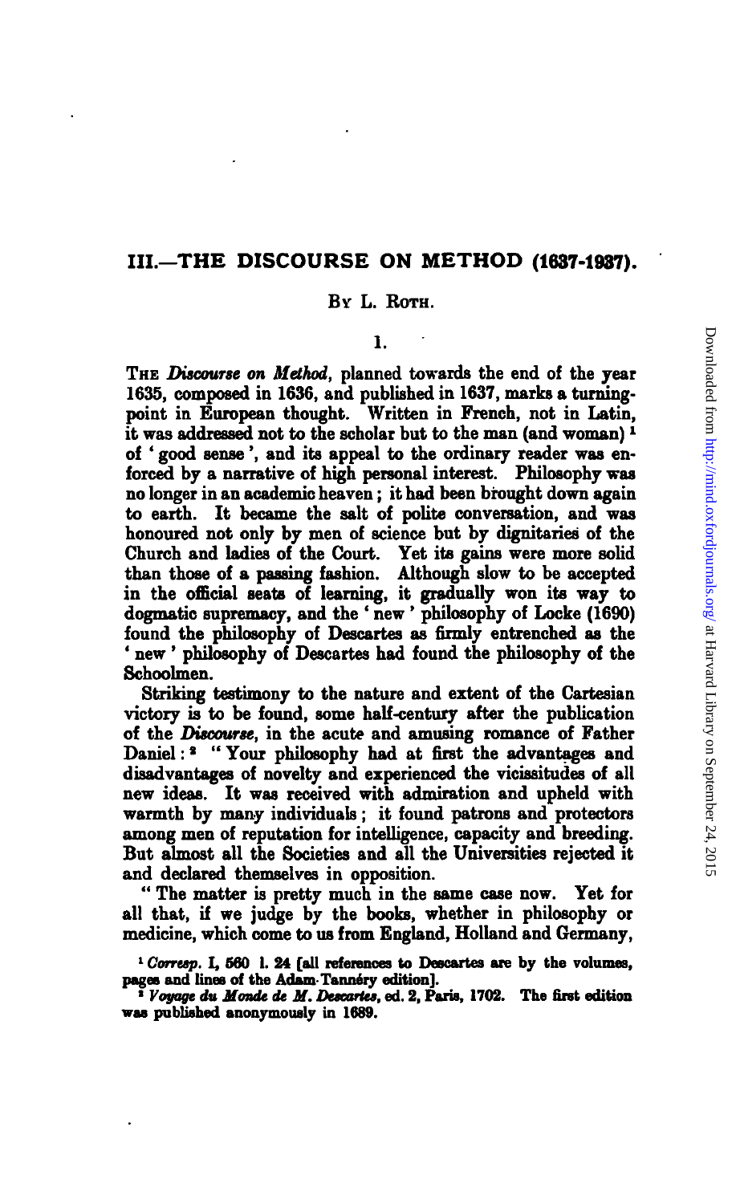## III.—THE DISCOURSE ON METHOD (1637-1937).

By L. Roth.

### 1.

The *Discourse on Method*, planned towards the end of the year 1635, composed in 1636, and published in 1637, marks a turning-point in European thought. Written in French, not in Latin, it was addressed not to the scholar but to the man (and woman)[1] of 'good sense', and its appeal to the ordinary reader was enforced by a narrative of high personal interest. Philosophy was no longer in an academic heaven; it had been brought down again to earth. It became the salt of polite conversation, and was honoured not only by men of science but by dignitaries of the Church and ladies of the Court. Yet its gains were more solid than those of a passing fashion. Although slow to be accepted in the official seats of learning, it gradually won its way to dogmatic supremacy, and the 'new' philosophy of Locke (1690) found the philosophy of Descartes as firmly entrenched as the 'new' philosophy of Descartes had found the philosophy of the Schoolmen.

Striking testimony to the nature and extent of the Cartesian victory is to be found, some half-century after the publication of the *Discourse*, in the acute and amusing romance of Father Daniel:[2] "Your philosophy had at first the advantages and disadvantages of novelty and experienced the vicissitudes of all new ideas. It was received with admiration and upheld with warmth by many individuals; it found patrons and protectors among men of reputation for intelligence, capacity and breeding. But almost all the Societies and all the Universities rejected it and declared themselves in opposition.

"The matter is pretty much in the same case now. Yet for all that, if we judge by the books, whether in philosophy or medicine, which come to us from England, Holland and Germany,

[1] *Corresp.* I, 560 l. 24 [all references to Descartes are by the volumes, pages and lines of the Adam-Tannéry edition].

[2] *Voyage du Monde de M. Descartes*, ed. 2, Paris, 1702. The first edition was published anonymously in 1689.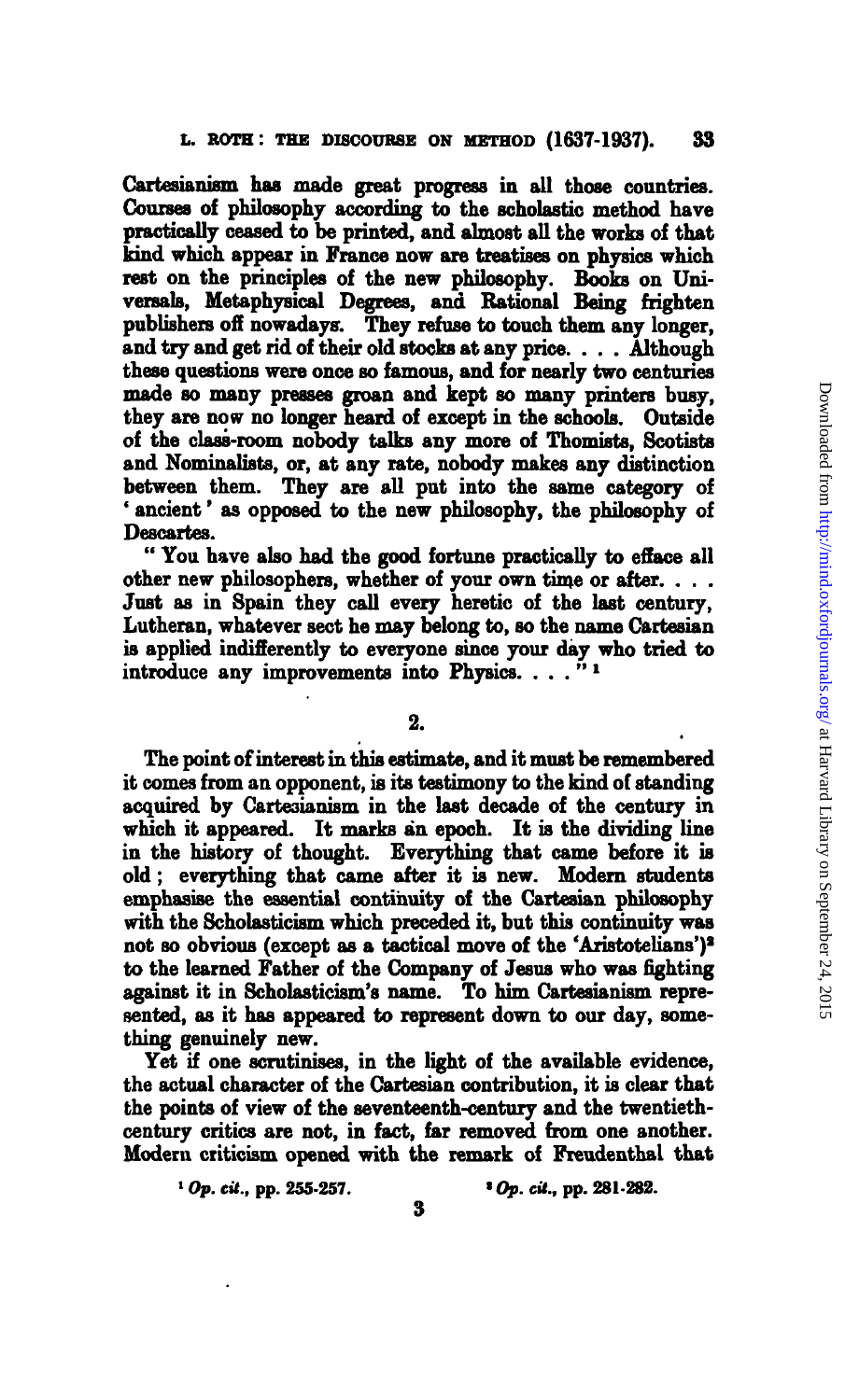Cartesianism has made great progress in all those countries. Courses of philosophy according to the scholastic method have practically ceased to be printed, and almost all the works of that kind which appear in France now are treatises on physics which rest on the principles of the new philosophy. Books on Universals, Metaphysical Degrees, and Rational Being frighten publishers off nowadays. They refuse to touch them any longer, and try and get rid of their old stocks at any price. . . . Although these questions were once so famous, and for nearly two centuries made so many presses groan and kept so many printers busy, they are now no longer heard of except in the schools. Outside of the class-room nobody talks any more of Thomists, Scotists and Nominalists, or, at any rate, nobody makes any distinction between them. They are all put into the same category of 'ancient' as opposed to the new philosophy, the philosophy of Descartes.

"You have also had the good fortune practically to efface all other new philosophers, whether of your own time or after. . . . Just as in Spain they call every heretic of the last century, Lutheran, whatever sect he may belong to, so the name Cartesian is applied indifferently to everyone since your day who tried to introduce any improvements into Physics. . . ." [1]

## 2.

The point of interest in this estimate, and it must be remembered it comes from an opponent, is its testimony to the kind of standing acquired by Cartesianism in the last decade of the century in which it appeared. It marks an epoch. It is the dividing line in the history of thought. Everything that came before it is old; everything that came after it is new. Modern students emphasise the essential continuity of the Cartesian philosophy with the Scholasticism which preceded it, but this continuity was not so obvious (except as a tactical move of the 'Aristotelians')[2] to the learned Father of the Company of Jesus who was fighting against it in Scholasticism's name. To him Cartesianism represented, as it has appeared to represent down to our day, something genuinely new.

Yet if one scrutinises, in the light of the available evidence, the actual character of the Cartesian contribution, it is clear that the points of view of the seventeenth-century and the twentieth-century critics are not, in fact, far removed from one another. Modern criticism opened with the remark of Freudenthal that

[1] *Op. cit.*, pp. 255-257. [2] *Op. cit.*, pp. 281-282.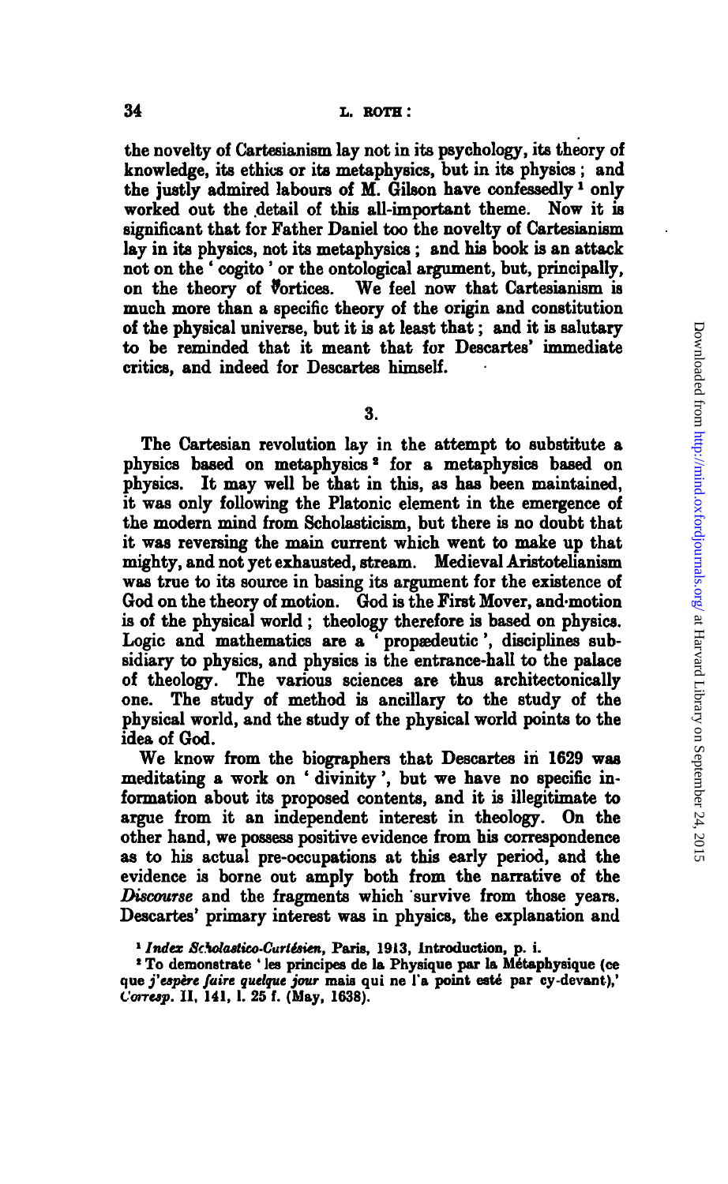the novelty of Cartesianism lay not in its psychology, its theory of knowledge, its ethics or its metaphysics, but in its physics; and the justly admired labours of M. Gilson have confessedly [1] only worked out the detail of this all-important theme. Now it is significant that for Father Daniel too the novelty of Cartesianism lay in its physics, not its metaphysics; and his book is an attack not on the 'cogito' or the ontological argument, but, principally, on the theory of Vortices. We feel now that Cartesianism is much more than a specific theory of the origin and constitution of the physical universe, but it is at least that; and it is salutary to be reminded that it meant that for Descartes' immediate critics, and indeed for Descartes himself.

## 3.

The Cartesian revolution lay in the attempt to substitute a physics based on metaphysics [2] for a metaphysics based on physics. It may well be that in this, as has been maintained, it was only following the Platonic element in the emergence of the modern mind from Scholasticism, but there is no doubt that it was reversing the main current which went to make up that mighty, and not yet exhausted, stream. Medieval Aristotelianism was true to its source in basing its argument for the existence of God on the theory of motion. God is the First Mover, and motion is of the physical world; theology therefore is based on physics. Logic and mathematics are a 'propædeutic', disciplines subsidiary to physics, and physics is the entrance-hall to the palace of theology. The various sciences are thus architectonically one. The study of method is ancillary to the study of the physical world, and the study of the physical world points to the idea of God.

We know from the biographers that Descartes in 1629 was meditating a work on 'divinity', but we have no specific information about its proposed contents, and it is illegitimate to argue from it an independent interest in theology. On the other hand, we possess positive evidence from his correspondence as to his actual pre-occupations at this early period, and the evidence is borne out amply both from the narrative of the *Discourse* and the fragments which survive from those years. Descartes' primary interest was in physics, the explanation and

[1] *Index Scholastico-Cartésien*, Paris, 1913, Introduction, p. i.

[2] To demonstrate 'les principes de la Physique par la Métaphysique (ce que *j'espère faire quelque jour* mais qui ne l'a point esté par cy-devant),' *Corresp.* II, 141, l. 25 f. (May, 1638).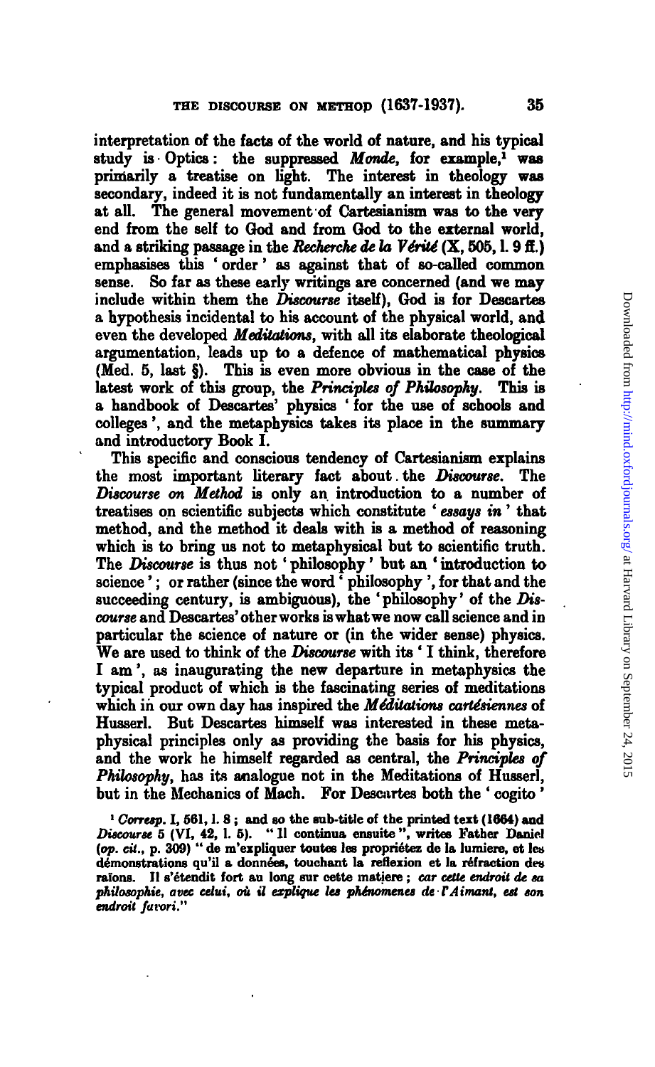interpretation of the facts of the world of nature, and his typical study is Optics: the suppressed *Monde*, for example,[1] was primarily a treatise on light. The interest in theology was secondary, indeed it is not fundamentally an interest in theology at all. The general movement of Cartesianism was to the very end from the self to God and from God to the external world, and a striking passage in the *Recherche de la Vérité* (X, 505, l. 9 ff.) emphasises this 'order' as against that of so-called common sense. So far as these early writings are concerned (and we may include within them the *Discourse* itself), God is for Descartes a hypothesis incidental to his account of the physical world, and even the developed *Meditations*, with all its elaborate theological argumentation, leads up to a defence of mathematical physics (Med. 5, last §). This is even more obvious in the case of the latest work of this group, the *Principles of Philosophy*. This is a handbook of Descartes' physics 'for the use of schools and colleges', and the metaphysics takes its place in the summary and introductory Book I.

This specific and conscious tendency of Cartesianism explains the most important literary fact about the *Discourse*. The *Discourse on Method* is only an introduction to a number of treatises on scientific subjects which constitute '*essays in*' that method, and the method it deals with is a method of reasoning which is to bring us not to metaphysical but to scientific truth. The *Discourse* is thus not 'philosophy' but an 'introduction to science'; or rather (since the word 'philosophy', for that and the succeeding century, is ambiguous), the 'philosophy' of the *Discourse* and Descartes' other works is what we now call science and in particular the science of nature or (in the wider sense) physics. We are used to think of the *Discourse* with its 'I think, therefore I am', as inaugurating the new departure in metaphysics the typical product of which is the fascinating series of meditations which in our own day has inspired the *Méditations cartésiennes* of Husserl. But Descartes himself was interested in these metaphysical principles only as providing the basis for his physics, and the work he himself regarded as central, the *Principles of Philosophy*, has its analogue not in the Meditations of Husserl, but in the Mechanics of Mach. For Descartes both the 'cogito'

[1] *Corresp.* I, 561, l. 8; and so the sub-title of the printed text (1664) and *Discourse* 5 (VI, 42, l. 5). "Il continua ensuite", writes Father Daniel (*op. cit.*, p. 309) "de m'expliquer toutes les propriétez de la lumiere, et les démonstrations qu'il a données, touchant la reflexion et la réfraction des raïons. Il s'étendit fort au long sur cette matiere; *car cette endroit de sa philosophie, avec celui, où il explique les phénomenes de l'Aimant, est son endroit favori.*"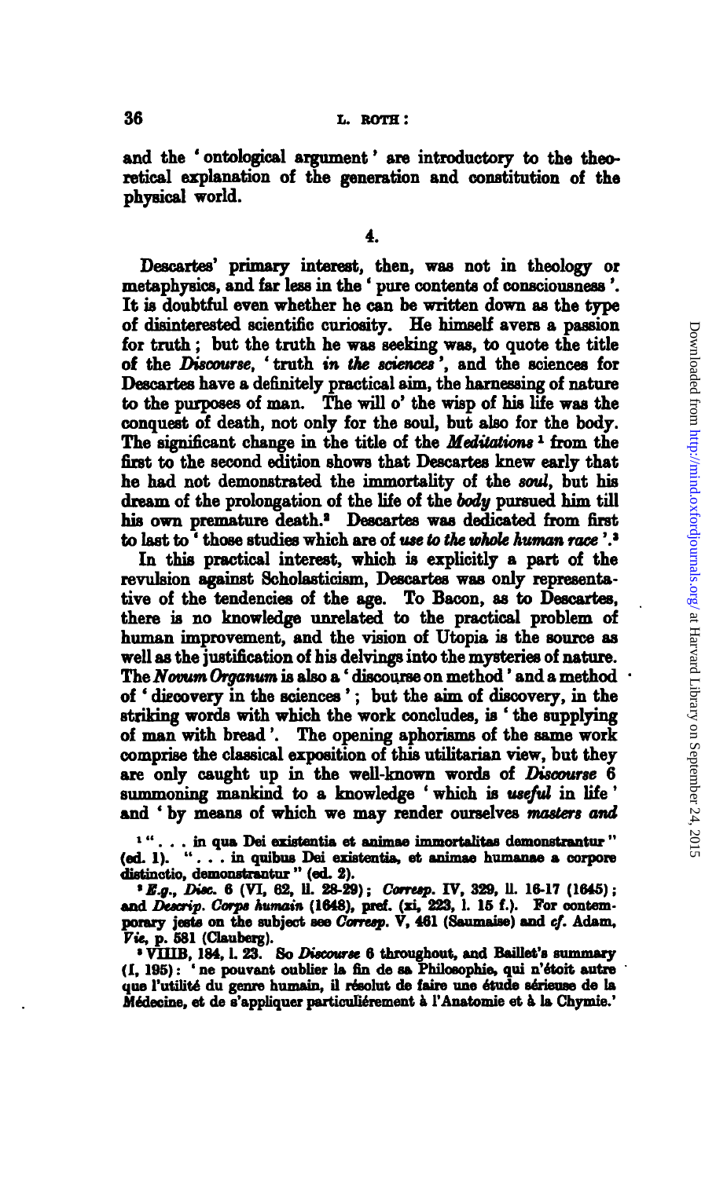and the 'ontological argument' are introductory to the theoretical explanation of the generation and constitution of the physical world.

## 4.

Descartes' primary interest, then, was not in theology or metaphysics, and far less in the 'pure contents of consciousness'. It is doubtful even whether he can be written down as the type of disinterested scientific curiosity. He himself avers a passion for truth; but the truth he was seeking was, to quote the title of the *Discourse*, 'truth *in the sciences*', and the sciences for Descartes have a definitely practical aim, the harnessing of nature to the purposes of man. The will o' the wisp of his life was the conquest of death, not only for the soul, but also for the body. The significant change in the title of the *Meditations* [1] from the first to the second edition shows that Descartes knew early that he had not demonstrated the immortality of the *soul*, but his dream of the prolongation of the life of the *body* pursued him till his own premature death.[2] Descartes was dedicated from first to last to 'those studies which are of *use to the whole human race*'.[3]

In this practical interest, which is explicitly a part of the revulsion against Scholasticism, Descartes was only representative of the tendencies of the age. To Bacon, as to Descartes, there is no knowledge unrelated to the practical problem of human improvement, and the vision of Utopia is the source as well as the justification of his delvings into the mysteries of nature. The *Novum Organum* is also a 'discourse on method' and a method of 'discovery in the sciences'; but the aim of discovery, in the striking words with which the work concludes, is 'the supplying of man with bread'. The opening aphorisms of the same work comprise the classical exposition of this utilitarian view, but they are only caught up in the well-known words of *Discourse* 6 summoning mankind to a knowledge 'which is *useful* in life' and 'by means of which we may render ourselves *masters and*

---

[1] ". . . in qua Dei existentia et animae immortalitas demonstrantur" (ed. 1). ". . . in quibus Dei existentia, et animae humanae a corpore distinctio, demonstrantur" (ed. 2).

[2] *E.g.*, *Disc.* 6 (VI, 62, ll. 28-29); *Corresp.* IV, 329, ll. 16-17 (1645); and *Descrip. Corps humain* (1648), pref. (xi, 223, l. 15 f.). For contemporary jests on the subject see *Corresp.* V, 461 (Saumaise) and *cf.* Adam, *Vie*, p. 581 (Clauberg).

[3] VIIIB, 184, l. 23. So *Discourse* 6 throughout, and Baillet's summary (I, 195): 'ne pouvant oublier la fin de sa Philosophie, qui n'étoit autre que l'utilité du genre humain, il résolut de faire une étude sérieuse de la Médecine, et de s'appliquer particuliérement à l'Anatomie et à la Chymie.'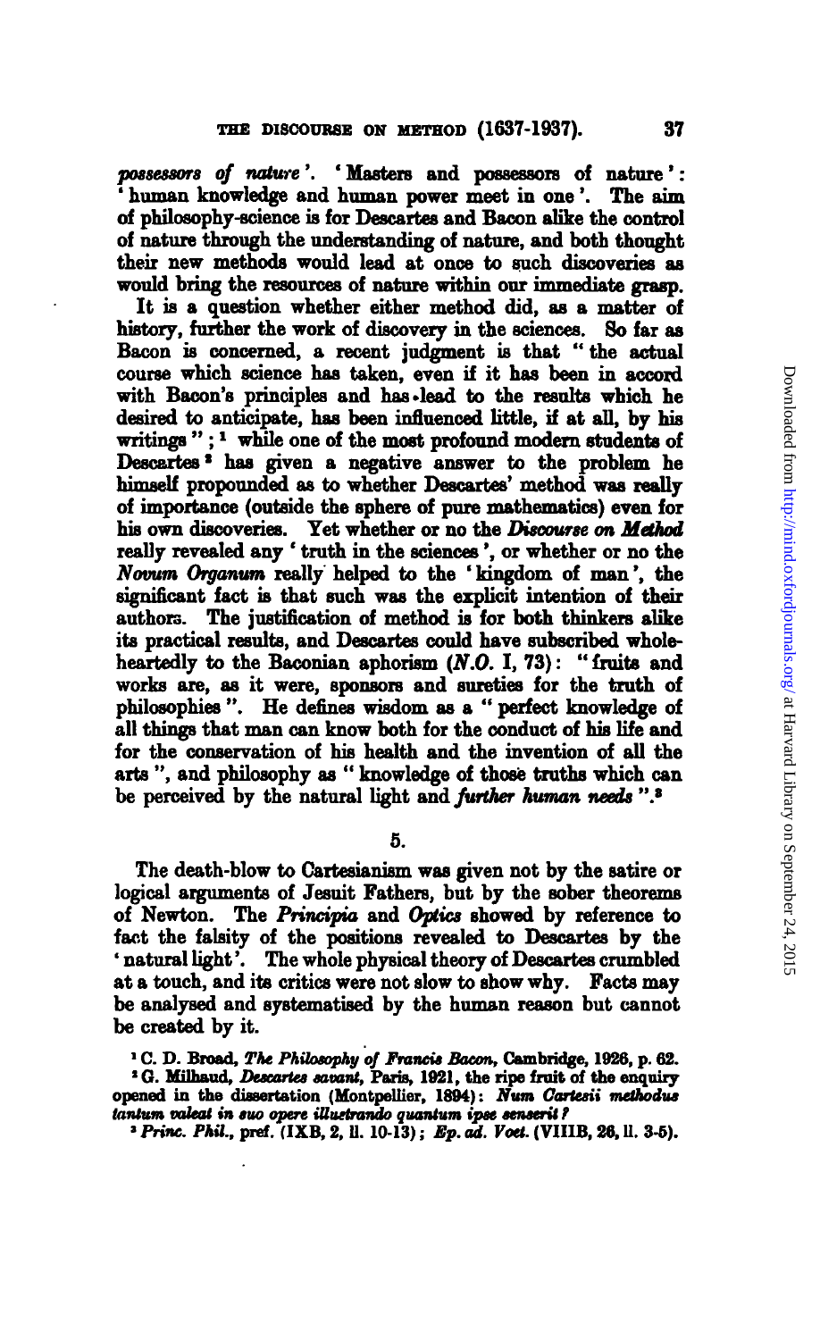*possessors of nature*'. 'Masters and possessors of nature': 'human knowledge and human power meet in one'. The aim of philosophy-science is for Descartes and Bacon alike the control of nature through the understanding of nature, and both thought their new methods would lead at once to such discoveries as would bring the resources of nature within our immediate grasp.

It is a question whether either method did, as a matter of history, further the work of discovery in the sciences. So far as Bacon is concerned, a recent judgment is that "the actual course which science has taken, even if it has been in accord with Bacon's principles and has lead to the results which he desired to anticipate, has been influenced little, if at all, by his writings"; [1] while one of the most profound modern students of Descartes [2] has given a negative answer to the problem he himself propounded as to whether Descartes' method was really of importance (outside the sphere of pure mathematics) even for his own discoveries. Yet whether or no the *Discourse on Method* really revealed any 'truth in the sciences', or whether or no the *Novum Organum* really helped to the 'kingdom of man', the significant fact is that such was the explicit intention of their authors. The justification of method is for both thinkers alike its practical results, and Descartes could have subscribed wholeheartedly to the Baconian aphorism (*N.O.* I, 73): "fruits and works are, as it were, sponsors and sureties for the truth of philosophies". He defines wisdom as a "perfect knowledge of all things that man can know both for the conduct of his life and for the conservation of his health and the invention of all the arts", and philosophy as "knowledge of those truths which can be perceived by the natural light and *further human needs*".[3]

## 5.

The death-blow to Cartesianism was given not by the satire or logical arguments of Jesuit Fathers, but by the sober theorems of Newton. The *Principia* and *Optics* showed by reference to fact the falsity of the positions revealed to Descartes by the 'natural light'. The whole physical theory of Descartes crumbled at a touch, and its critics were not slow to show why. Facts may be analysed and systematised by the human reason but cannot be created by it.

[1] C. D. Broad, *The Philosophy of Francis Bacon*, Cambridge, 1926, p. 62.

[2] G. Milhaud, *Descartes savant*, Paris, 1921, the ripe fruit of the enquiry opened in the dissertation (Montpellier, 1894): *Num Cartesii methodus tantum valeat in suo opere illustrando quantum ipse senserit?*

[3] *Princ. Phil.*, pref. (IXB, 2, ll. 10-13); *Ep. ad. Voet.* (VIIIB, 26, ll. 3-5).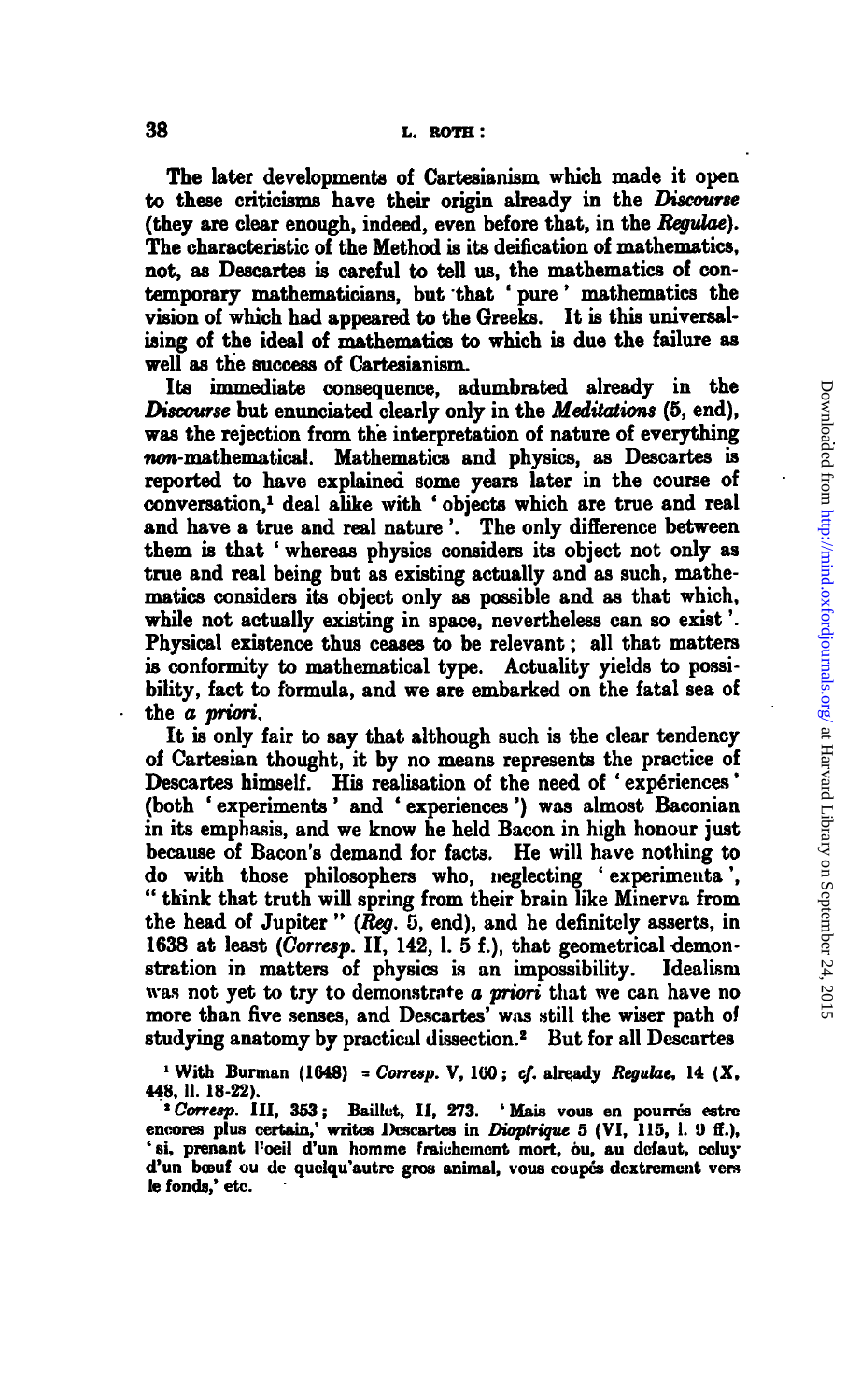The later developments of Cartesianism which made it open to these criticisms have their origin already in the *Discourse* (they are clear enough, indeed, even before that, in the *Regulae*). The characteristic of the Method is its deification of mathematics, not, as Descartes is careful to tell us, the mathematics of contemporary mathematicians, but that 'pure' mathematics the vision of which had appeared to the Greeks. It is this universalising of the ideal of mathematics to which is due the failure as well as the success of Cartesianism.

Its immediate consequence, adumbrated already in the *Discourse* but enunciated clearly only in the *Meditations* (5, end), was the rejection from the interpretation of nature of everything *non*-mathematical. Mathematics and physics, as Descartes is reported to have explained some years later in the course of conversation,[1] deal alike with 'objects which are true and real and have a true and real nature'. The only difference between them is that 'whereas physics considers its object not only as true and real being but as existing actually and as such, mathematics considers its object only as possible and as that which, while not actually existing in space, nevertheless can so exist'. Physical existence thus ceases to be relevant; all that matters is conformity to mathematical type. Actuality yields to possibility, fact to formula, and we are embarked on the fatal sea of the *a priori*.

It is only fair to say that although such is the clear tendency of Cartesian thought, it by no means represents the practice of Descartes himself. His realisation of the need of 'expériences' (both 'experiments' and 'experiences') was almost Baconian in its emphasis, and we know he held Bacon in high honour just because of Bacon's demand for facts. He will have nothing to do with those philosophers who, neglecting 'experimenta', "think that truth will spring from their brain like Minerva from the head of Jupiter" (*Reg.* 5, end), and he definitely asserts, in 1638 at least (*Corresp.* II, 142, l. 5 f.), that geometrical demonstration in matters of physics is an impossibility. Idealism was not yet to try to demonstrate *a priori* that we can have no more than five senses, and Descartes' was still the wiser path of studying anatomy by practical dissection.[2] But for all Descartes

[1] With Burman (1648) = *Corresp.* V, 160; *cf.* already *Regulae*, 14 (X, 448, ll. 18-22).

[2] *Corresp.* III, 353; Baillet, II, 273. 'Mais vous en pourrés estre encores plus certain,' writes Descartes in *Dioptrique* 5 (VI, 115, l. 9 ff.), 'si, prenant l'oeil d'un homme fraichement mort, ou, au defaut, celuy d'un bœuf ou de quelqu'autre gros animal, vous coupés dextrement vers le fonds,' etc.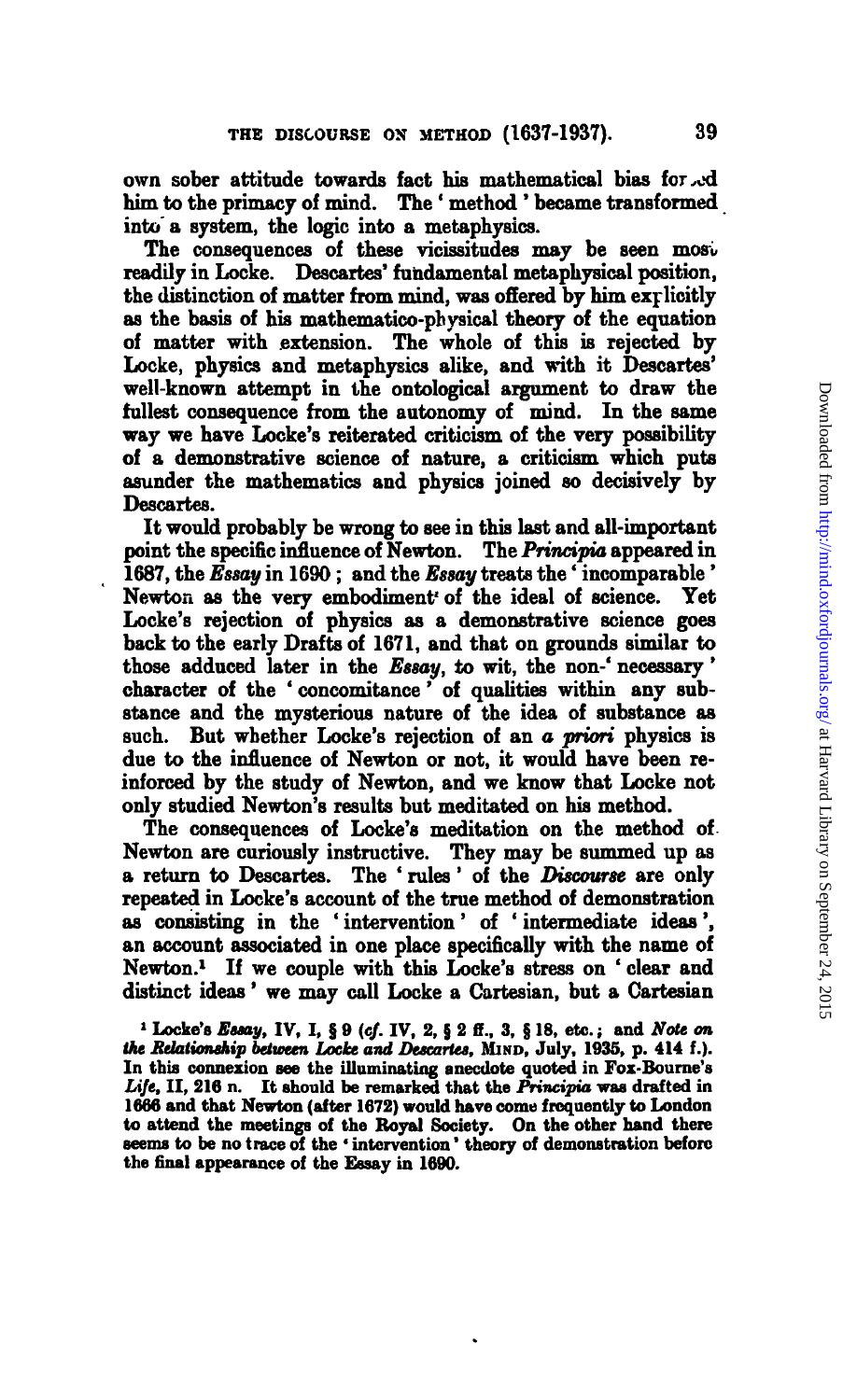own sober attitude towards fact his mathematical bias forced him to the primacy of mind. The 'method' became transformed into a system, the logic into a metaphysics.

The consequences of these vicissitudes may be seen most readily in Locke. Descartes' fundamental metaphysical position, the distinction of matter from mind, was offered by him explicitly as the basis of his mathematico-physical theory of the equation of matter with extension. The whole of this is rejected by Locke, physics and metaphysics alike, and with it Descartes' well-known attempt in the ontological argument to draw the fullest consequence from the autonomy of mind. In the same way we have Locke's reiterated criticism of the very possibility of a demonstrative science of nature, a criticism which puts asunder the mathematics and physics joined so decisively by Descartes.

It would probably be wrong to see in this last and all-important point the specific influence of Newton. The *Principia* appeared in 1687, the *Essay* in 1690; and the *Essay* treats the 'incomparable' Newton as the very embodiment of the ideal of science. Yet Locke's rejection of physics as a demonstrative science goes back to the early Drafts of 1671, and that on grounds similar to those adduced later in the *Essay*, to wit, the non-'necessary' character of the 'concomitance' of qualities within any substance and the mysterious nature of the idea of substance as such. But whether Locke's rejection of an *a priori* physics is due to the influence of Newton or not, it would have been reinforced by the study of Newton, and we know that Locke not only studied Newton's results but meditated on his method.

The consequences of Locke's meditation on the method of Newton are curiously instructive. They may be summed up as a return to Descartes. The 'rules' of the *Discourse* are only repeated in Locke's account of the true method of demonstration as consisting in the 'intervention' of 'intermediate ideas', an account associated in one place specifically with the name of Newton.[1] If we couple with this Locke's stress on 'clear and distinct ideas' we may call Locke a Cartesian, but a Cartesian

[1] Locke's *Essay*, IV, I, § 9 (*cf*. IV, 2, § 2 ff., 3, § 18, etc.; and *Note on the Relationship between Locke and Descartes*, MIND, July, 1935, p. 414 f.). In this connexion see the illuminating anecdote quoted in Fox-Bourne's *Life*, II, 216 n. It should be remarked that the *Principia* was drafted in 1666 and that Newton (after 1672) would have come frequently to London to attend the meetings of the Royal Society. On the other hand there seems to be no trace of the 'intervention' theory of demonstration before the final appearance of the Essay in 1690.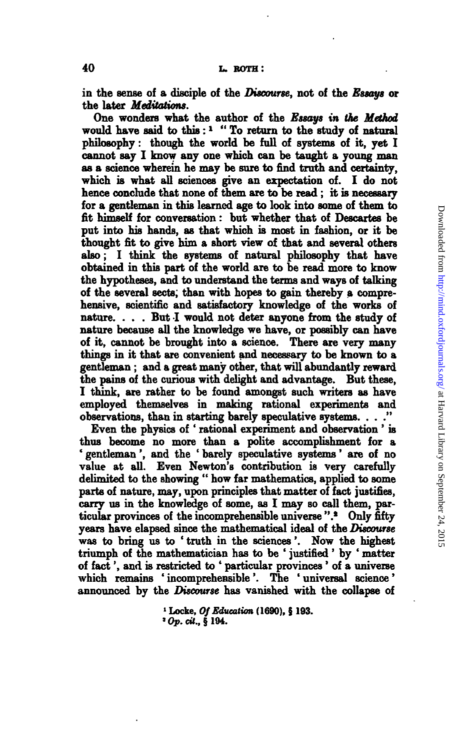in the sense of a disciple of the *Discourse*, not of the *Essays* or the later *Meditations*.

One wonders what the author of the *Essays in the Method* would have said to this:[1] "To return to the study of natural philosophy: though the world be full of systems of it, yet I cannot say I know any one which can be taught a young man as a science wherein he may be sure to find truth and certainty, which is what all sciences give an expectation of. I do not hence conclude that none of them are to be read; it is necessary for a gentleman in this learned age to look into some of them to fit himself for conversation: but whether that of Descartes be put into his hands, as that which is most in fashion, or it be thought fit to give him a short view of that and several others also; I think the systems of natural philosophy that have obtained in this part of the world are to be read more to know the hypotheses, and to understand the terms and ways of talking of the several sects, than with hopes to gain thereby a comprehensive, scientific and satisfactory knowledge of the works of nature. . . . But I would not deter anyone from the study of nature because all the knowledge we have, or possibly can have of it, cannot be brought into a science. There are very many things in it that are convenient and necessary to be known to a gentleman; and a great many other, that will abundantly reward the pains of the curious with delight and advantage. But these, I think, are rather to be found amongst such writers as have employed themselves in making rational experiments and observations, than in starting barely speculative systems. . . ."

Even the physics of 'rational experiment and observation' is thus become no more than a polite accomplishment for a 'gentleman', and the 'barely speculative systems' are of no value at all. Even Newton's contribution is very carefully delimited to the showing "how far mathematics, applied to some parts of nature, may, upon principles that matter of fact justifies, carry us in the knowledge of some, as I may so call them, particular provinces of the incomprehensible universe".[2] Only fifty years have elapsed since the mathematical ideal of the *Discourse* was to bring us to 'truth in the sciences'. Now the highest triumph of the mathematician has to be 'justified' by 'matter of fact', and is restricted to 'particular provinces' of a universe which remains 'incomprehensible'. The 'universal science' announced by the *Discourse* has vanished with the collapse of

[1] Locke, *Of Education* (1690), § 193.
[2] *Op. cit.*, § 194.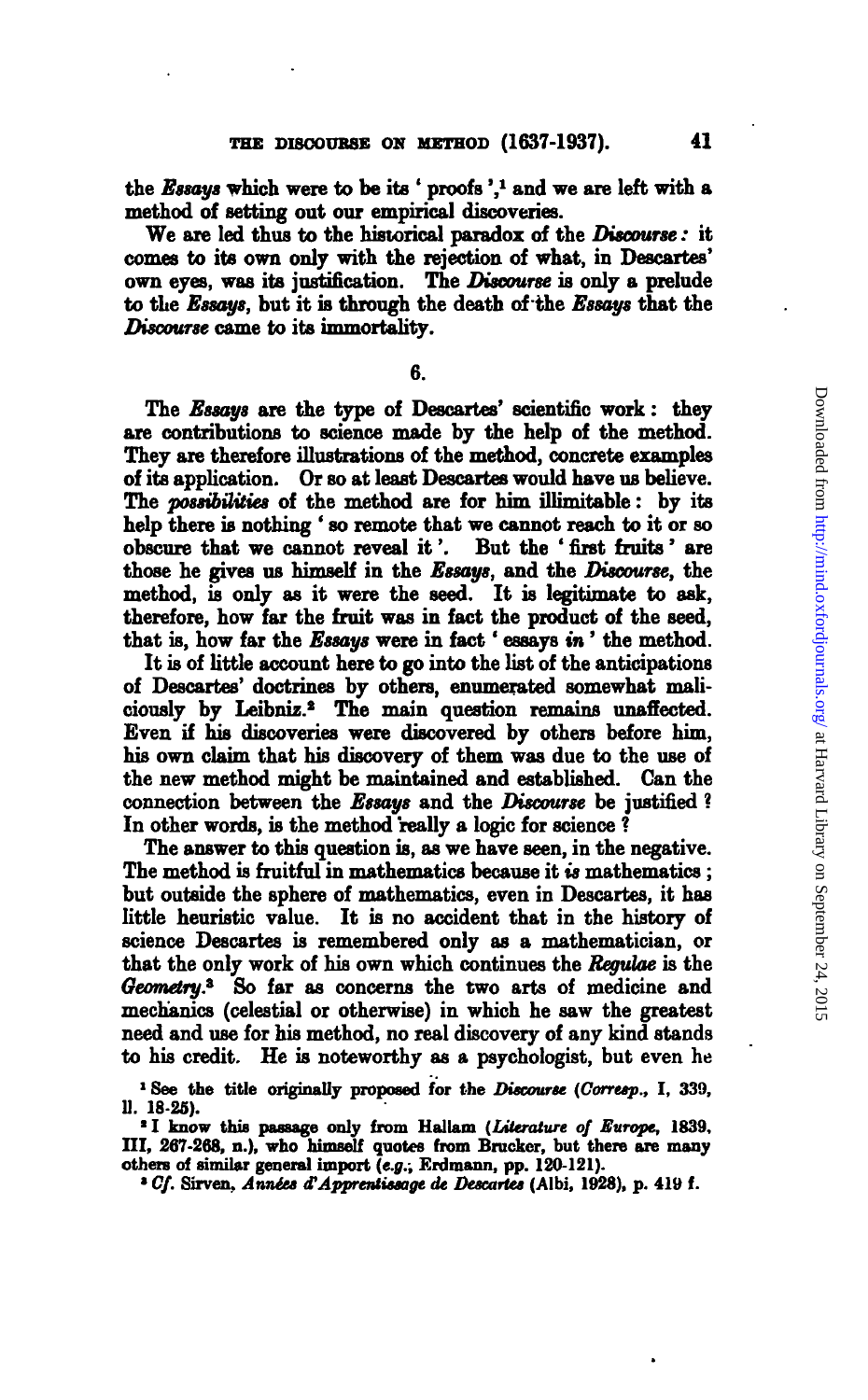the *Essays* which were to be its 'proofs',[1] and we are left with a method of setting out our empirical discoveries.

We are led thus to the historical paradox of the *Discourse*: it comes to its own only with the rejection of what, in Descartes' own eyes, was its justification. The *Discourse* is only a prelude to the *Essays*, but it is through the death of the *Essays* that the *Discourse* came to its immortality.

## 6.

The *Essays* are the type of Descartes' scientific work: they are contributions to science made by the help of the method. They are therefore illustrations of the method, concrete examples of its application. Or so at least Descartes would have us believe. The *possibilities* of the method are for him illimitable: by its help there is nothing 'so remote that we cannot reach to it or so obscure that we cannot reveal it'. But the 'first fruits' are those he gives us himself in the *Essays*, and the *Discourse*, the method, is only as it were the seed. It is legitimate to ask, therefore, how far the fruit was in fact the product of the seed, that is, how far the *Essays* were in fact 'essays *in*' the method.

It is of little account here to go into the list of the anticipations of Descartes' doctrines by others, enumerated somewhat maliciously by Leibniz.[2] The main question remains unaffected. Even if his discoveries were discovered by others before him, his own claim that his discovery of them was due to the use of the new method might be maintained and established. Can the connection between the *Essays* and the *Discourse* be justified? In other words, is the method really a logic for science?

The answer to this question is, as we have seen, in the negative. The method is fruitful in mathematics because it *is* mathematics; but outside the sphere of mathematics, even in Descartes, it has little heuristic value. It is no accident that in the history of science Descartes is remembered only as a mathematician, or that the only work of his own which continues the *Regulae* is the *Geometry*.[3] So far as concerns the two arts of medicine and mechanics (celestial or otherwise) in which he saw the greatest need and use for his method, no real discovery of any kind stands to his credit. He is noteworthy as a psychologist, but even he

[1] See the title originally proposed for the *Discourse* (*Corresp.*, I, 339, ll. 18-25).

[2] I know this passage only from Hallam (*Literature of Europe*, 1839, III, 267-268, n.), who himself quotes from Brucker, but there are many others of similar general import (*e.g.*, Erdmann, pp. 120-121).

[3] *Cf.* Sirven, *Années d'Apprentissage de Descartes* (Albi, 1928), p. 419 f.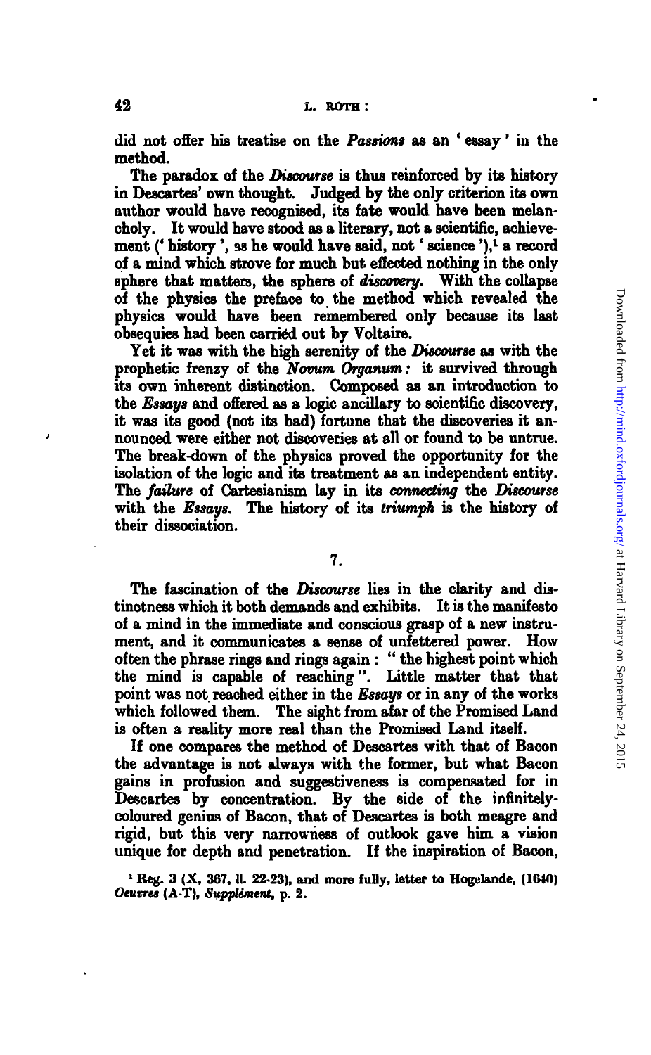did not offer his treatise on the *Passions* as an 'essay' in the method.

The paradox of the *Discourse* is thus reinforced by its history in Descartes' own thought. Judged by the only criterion its own author would have recognised, its fate would have been melancholy. It would have stood as a literary, not a scientific, achievement ('history', as he would have said, not 'science'),[1] a record of a mind which strove for much but effected nothing in the only sphere that matters, the sphere of *discovery*. With the collapse of the physics the preface to the method which revealed the physics would have been remembered only because its last obsequies had been carried out by Voltaire.

Yet it was with the high serenity of the *Discourse* as with the prophetic frenzy of the *Novum Organum*: it survived through its own inherent distinction. Composed as an introduction to the *Essays* and offered as a logic ancillary to scientific discovery, it was its good (not its bad) fortune that the discoveries it announced were either not discoveries at all or found to be untrue. The break-down of the physics proved the opportunity for the isolation of the logic and its treatment as an independent entity. The *failure* of Cartesianism lay in its *connecting* the *Discourse* with the *Essays*. The history of its *triumph* is the history of their dissociation.

## 7.

The fascination of the *Discourse* lies in the clarity and distinctness which it both demands and exhibits. It is the manifesto of a mind in the immediate and conscious grasp of a new instrument, and it communicates a sense of unfettered power. How often the phrase rings and rings again: "the highest point which the mind is capable of reaching". Little matter that that point was not reached either in the *Essays* or in any of the works which followed them. The sight from afar of the Promised Land is often a reality more real than the Promised Land itself.

If one compares the method of Descartes with that of Bacon the advantage is not always with the former, but what Bacon gains in profusion and suggestiveness is compensated for in Descartes by concentration. By the side of the infinitely-coloured genius of Bacon, that of Descartes is both meagre and rigid, but this very narrowness of outlook gave him a vision unique for depth and penetration. If the inspiration of Bacon,

[1] Reg. 3 (X, 367, ll. 22-23), and more fully, letter to Hogelande, (1640) *Oeuvres* (A-T), *Supplément*, p. 2.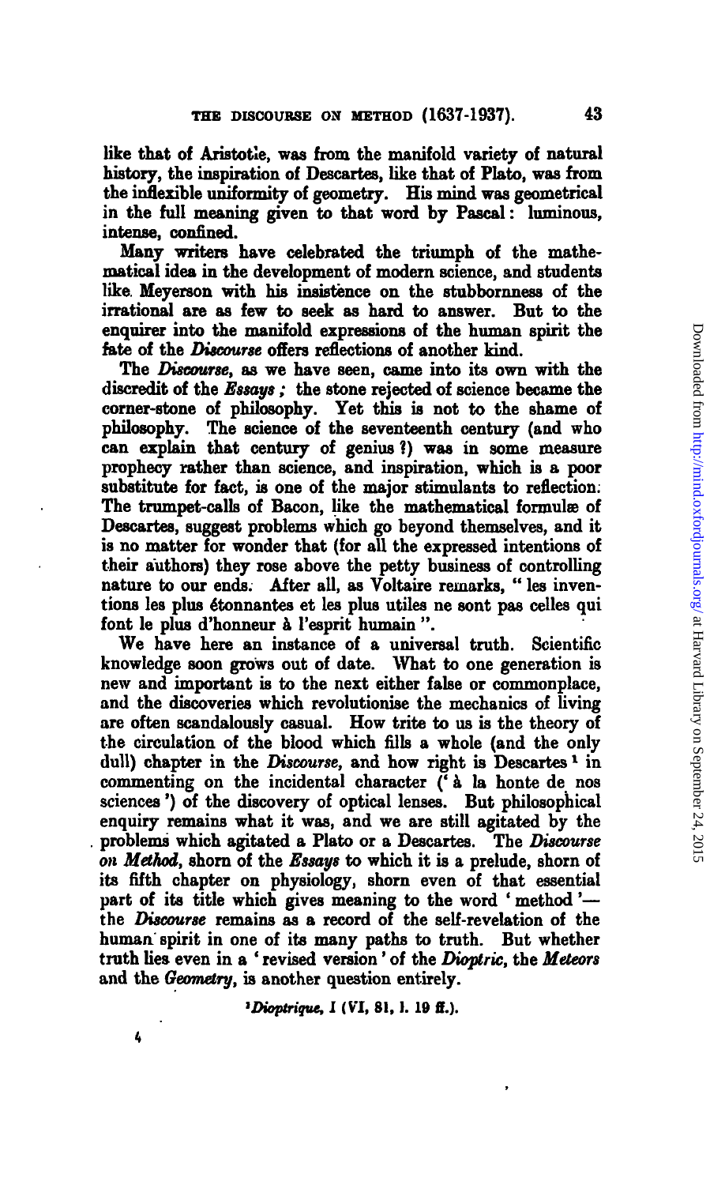like that of Aristotle, was from the manifold variety of natural history, the inspiration of Descartes, like that of Plato, was from the inflexible uniformity of geometry. His mind was geometrical in the full meaning given to that word by Pascal: luminous, intense, confined.

Many writers have celebrated the triumph of the mathematical idea in the development of modern science, and students like Meyerson with his insistence on the stubbornness of the irrational are as few to seek as hard to answer. But to the enquirer into the manifold expressions of the human spirit the fate of the *Discourse* offers reflections of another kind.

The *Discourse*, as we have seen, came into its own with the discredit of the *Essays*; the stone rejected of science became the corner-stone of philosophy. Yet this is not to the shame of philosophy. The science of the seventeenth century (and who can explain that century of genius?) was in some measure prophecy rather than science, and inspiration, which is a poor substitute for fact, is one of the major stimulants to reflection. The trumpet-calls of Bacon, like the mathematical formulæ of Descartes, suggest problems which go beyond themselves, and it is no matter for wonder that (for all the expressed intentions of their authors) they rose above the petty business of controlling nature to our ends. After all, as Voltaire remarks, "les inventions les plus étonnantes et les plus utiles ne sont pas celles qui font le plus d'honneur à l'esprit humain".

We have here an instance of a universal truth. Scientific knowledge soon grows out of date. What to one generation is new and important is to the next either false or commonplace, and the discoveries which revolutionise the mechanics of living are often scandalously casual. How trite to us is the theory of the circulation of the blood which fills a whole (and the only dull) chapter in the *Discourse*, and how right is Descartes[1] in commenting on the incidental character ('à la honte de nos sciences') of the discovery of optical lenses. But philosophical enquiry remains what it was, and we are still agitated by the problems which agitated a Plato or a Descartes. The *Discourse on Method*, shorn of the *Essays* to which it is a prelude, shorn of its fifth chapter on physiology, shorn even of that essential part of its title which gives meaning to the word 'method'—the *Discourse* remains as a record of the self-revelation of the human spirit in one of its many paths to truth. But whether truth lies even in a 'revised version' of the *Dioptric*, the *Meteors* and the *Geometry*, is another question entirely.

[1] *Dioptrique*, I (VI, 81, l. 19 ff.).